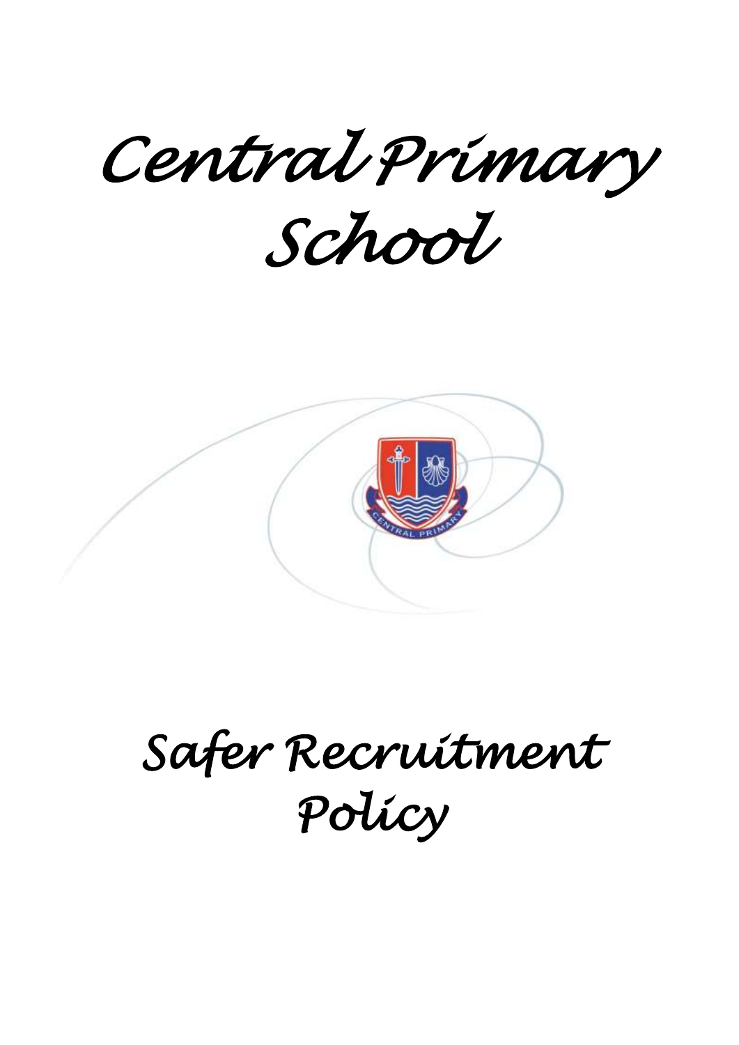# Central Primary School

# Safer Recruitment Policy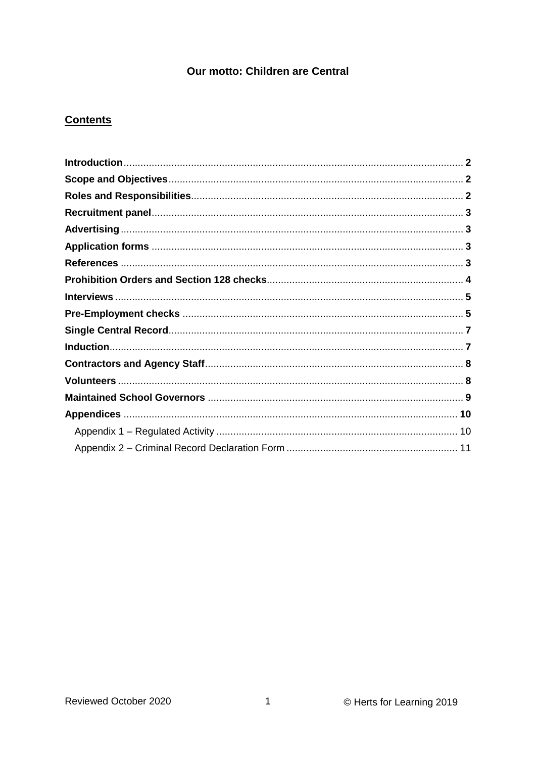**Our motto: Children are Central**

## Contents

**Introduction** 2
**Scope and Objectives** 2
**Roles and Responsibilities** 2
**Recruitment panel** 3
**Advertising** 3
**Application forms** 3
**References** 3
**Prohibition Orders and Section 128 checks** 4
**Interviews** 5
**Pre-Employment checks** 5
**Single Central Record** 7
**Induction** 7
**Contractors and Agency Staff** 8
**Volunteers** 8
**Maintained School Governors** 9
**Appendices** 10
- Appendix 1 – Regulated Activity 10
- Appendix 2 – Criminal Record Declaration Form 11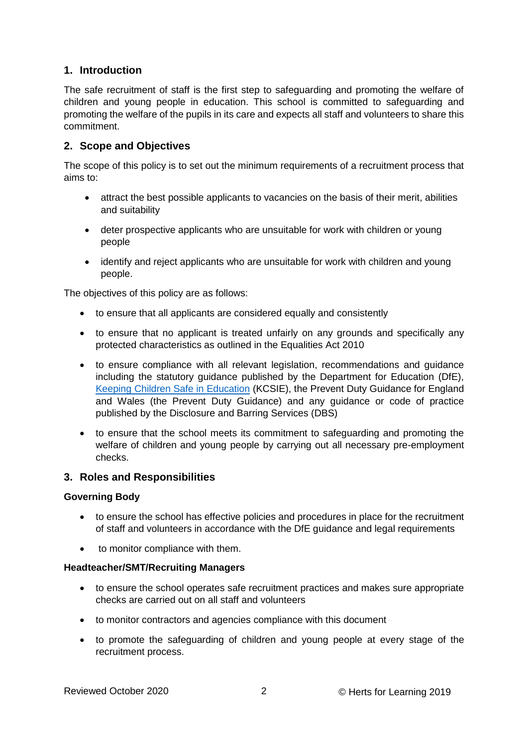## 1. Introduction

The safe recruitment of staff is the first step to safeguarding and promoting the welfare of children and young people in education. This school is committed to safeguarding and promoting the welfare of the pupils in its care and expects all staff and volunteers to share this commitment.

## 2. Scope and Objectives

The scope of this policy is to set out the minimum requirements of a recruitment process that aims to:

- attract the best possible applicants to vacancies on the basis of their merit, abilities and suitability
- deter prospective applicants who are unsuitable for work with children or young people
- identify and reject applicants who are unsuitable for work with children and young people.

The objectives of this policy are as follows:

- to ensure that all applicants are considered equally and consistently
- to ensure that no applicant is treated unfairly on any grounds and specifically any protected characteristics as outlined in the Equalities Act 2010
- to ensure compliance with all relevant legislation, recommendations and guidance including the statutory guidance published by the Department for Education (DfE), Keeping Children Safe in Education (KCSIE), the Prevent Duty Guidance for England and Wales (the Prevent Duty Guidance) and any guidance or code of practice published by the Disclosure and Barring Services (DBS)
- to ensure that the school meets its commitment to safeguarding and promoting the welfare of children and young people by carrying out all necessary pre-employment checks.

## 3. Roles and Responsibilities

**Governing Body**

- to ensure the school has effective policies and procedures in place for the recruitment of staff and volunteers in accordance with the DfE guidance and legal requirements
- to monitor compliance with them.

**Headteacher/SMT/Recruiting Managers**

- to ensure the school operates safe recruitment practices and makes sure appropriate checks are carried out on all staff and volunteers
- to monitor contractors and agencies compliance with this document
- to promote the safeguarding of children and young people at every stage of the recruitment process.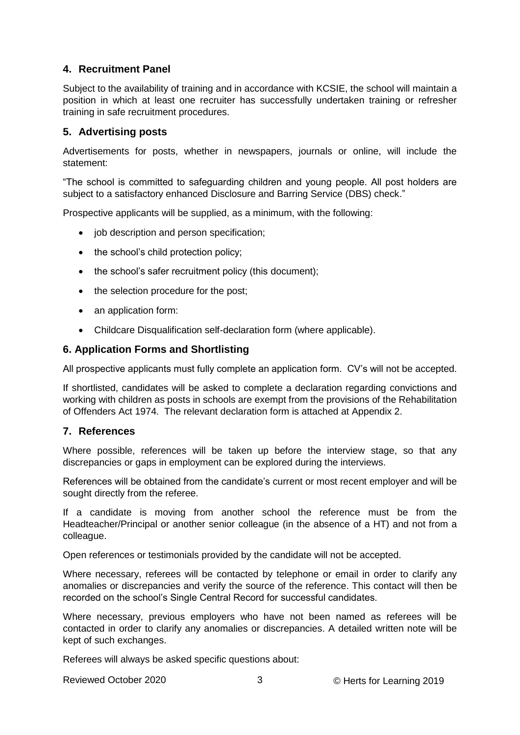## 4. Recruitment Panel

Subject to the availability of training and in accordance with KCSIE, the school will maintain a position in which at least one recruiter has successfully undertaken training or refresher training in safe recruitment procedures.

## 5. Advertising posts

Advertisements for posts, whether in newspapers, journals or online, will include the statement:

"The school is committed to safeguarding children and young people. All post holders are subject to a satisfactory enhanced Disclosure and Barring Service (DBS) check."

Prospective applicants will be supplied, as a minimum, with the following:

- job description and person specification;
- the school's child protection policy;
- the school's safer recruitment policy (this document);
- the selection procedure for the post;
- an application form:
- Childcare Disqualification self-declaration form (where applicable).

## 6. Application Forms and Shortlisting

All prospective applicants must fully complete an application form. CV's will not be accepted.

If shortlisted, candidates will be asked to complete a declaration regarding convictions and working with children as posts in schools are exempt from the provisions of the Rehabilitation of Offenders Act 1974. The relevant declaration form is attached at Appendix 2.

## 7. References

Where possible, references will be taken up before the interview stage, so that any discrepancies or gaps in employment can be explored during the interviews.

References will be obtained from the candidate's current or most recent employer and will be sought directly from the referee.

If a candidate is moving from another school the reference must be from the Headteacher/Principal or another senior colleague (in the absence of a HT) and not from a colleague.

Open references or testimonials provided by the candidate will not be accepted.

Where necessary, referees will be contacted by telephone or email in order to clarify any anomalies or discrepancies and verify the source of the reference. This contact will then be recorded on the school's Single Central Record for successful candidates.

Where necessary, previous employers who have not been named as referees will be contacted in order to clarify any anomalies or discrepancies. A detailed written note will be kept of such exchanges.

Referees will always be asked specific questions about: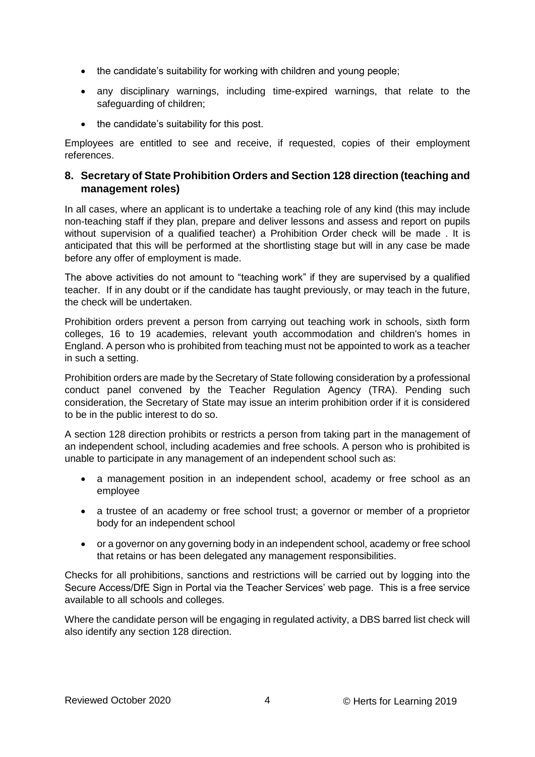- the candidate's suitability for working with children and young people;
- any disciplinary warnings, including time-expired warnings, that relate to the safeguarding of children;
- the candidate's suitability for this post.

Employees are entitled to see and receive, if requested, copies of their employment references.

## 8. Secretary of State Prohibition Orders and Section 128 direction (teaching and management roles)

In all cases, where an applicant is to undertake a teaching role of any kind (this may include non-teaching staff if they plan, prepare and deliver lessons and assess and report on pupils without supervision of a qualified teacher) a Prohibition Order check will be made . It is anticipated that this will be performed at the shortlisting stage but will in any case be made before any offer of employment is made.

The above activities do not amount to "teaching work" if they are supervised by a qualified teacher. If in any doubt or if the candidate has taught previously, or may teach in the future, the check will be undertaken.

Prohibition orders prevent a person from carrying out teaching work in schools, sixth form colleges, 16 to 19 academies, relevant youth accommodation and children's homes in England. A person who is prohibited from teaching must not be appointed to work as a teacher in such a setting.

Prohibition orders are made by the Secretary of State following consideration by a professional conduct panel convened by the Teacher Regulation Agency (TRA). Pending such consideration, the Secretary of State may issue an interim prohibition order if it is considered to be in the public interest to do so.

A section 128 direction prohibits or restricts a person from taking part in the management of an independent school, including academies and free schools. A person who is prohibited is unable to participate in any management of an independent school such as:

- a management position in an independent school, academy or free school as an employee
- a trustee of an academy or free school trust; a governor or member of a proprietor body for an independent school
- or a governor on any governing body in an independent school, academy or free school that retains or has been delegated any management responsibilities.

Checks for all prohibitions, sanctions and restrictions will be carried out by logging into the Secure Access/DfE Sign in Portal via the Teacher Services' web page. This is a free service available to all schools and colleges.

Where the candidate person will be engaging in regulated activity, a DBS barred list check will also identify any section 128 direction.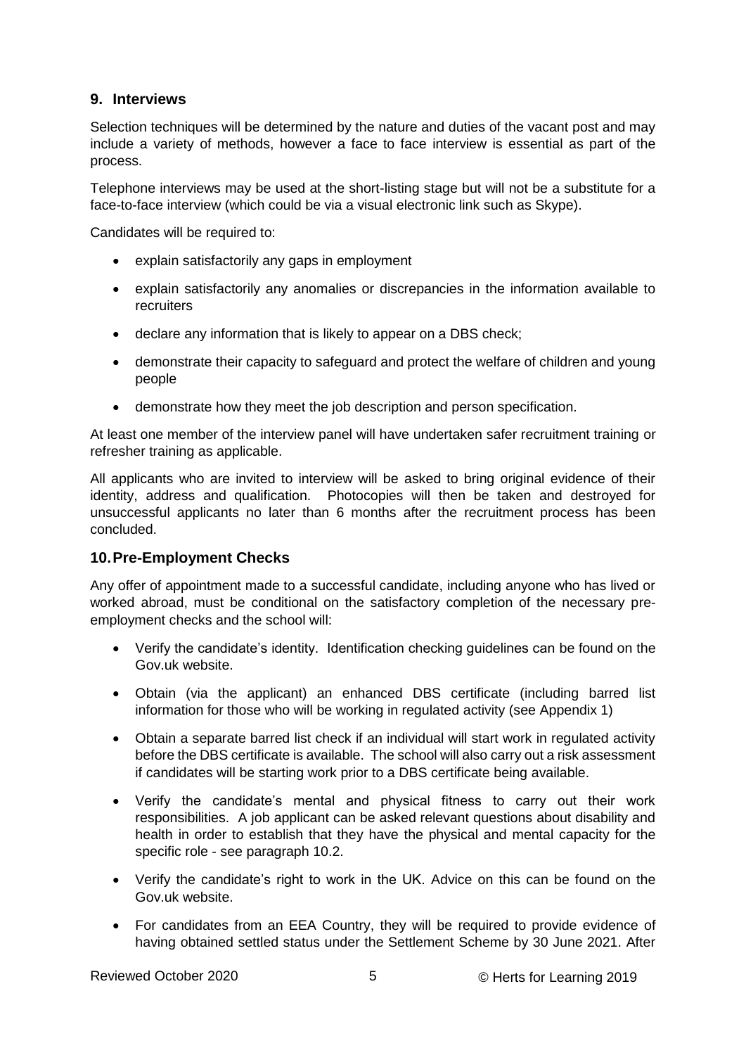## 9. Interviews

Selection techniques will be determined by the nature and duties of the vacant post and may include a variety of methods, however a face to face interview is essential as part of the process.

Telephone interviews may be used at the short-listing stage but will not be a substitute for a face-to-face interview (which could be via a visual electronic link such as Skype).

Candidates will be required to:

- explain satisfactorily any gaps in employment
- explain satisfactorily any anomalies or discrepancies in the information available to recruiters
- declare any information that is likely to appear on a DBS check;
- demonstrate their capacity to safeguard and protect the welfare of children and young people
- demonstrate how they meet the job description and person specification.

At least one member of the interview panel will have undertaken safer recruitment training or refresher training as applicable.

All applicants who are invited to interview will be asked to bring original evidence of their identity, address and qualification. Photocopies will then be taken and destroyed for unsuccessful applicants no later than 6 months after the recruitment process has been concluded.

## 10. Pre-Employment Checks

Any offer of appointment made to a successful candidate, including anyone who has lived or worked abroad, must be conditional on the satisfactory completion of the necessary pre-employment checks and the school will:

- Verify the candidate's identity. Identification checking guidelines can be found on the Gov.uk website.
- Obtain (via the applicant) an enhanced DBS certificate (including barred list information for those who will be working in regulated activity (see Appendix 1)
- Obtain a separate barred list check if an individual will start work in regulated activity before the DBS certificate is available. The school will also carry out a risk assessment if candidates will be starting work prior to a DBS certificate being available.
- Verify the candidate's mental and physical fitness to carry out their work responsibilities. A job applicant can be asked relevant questions about disability and health in order to establish that they have the physical and mental capacity for the specific role - see paragraph 10.2.
- Verify the candidate's right to work in the UK. Advice on this can be found on the Gov.uk website.
- For candidates from an EEA Country, they will be required to provide evidence of having obtained settled status under the Settlement Scheme by 30 June 2021. After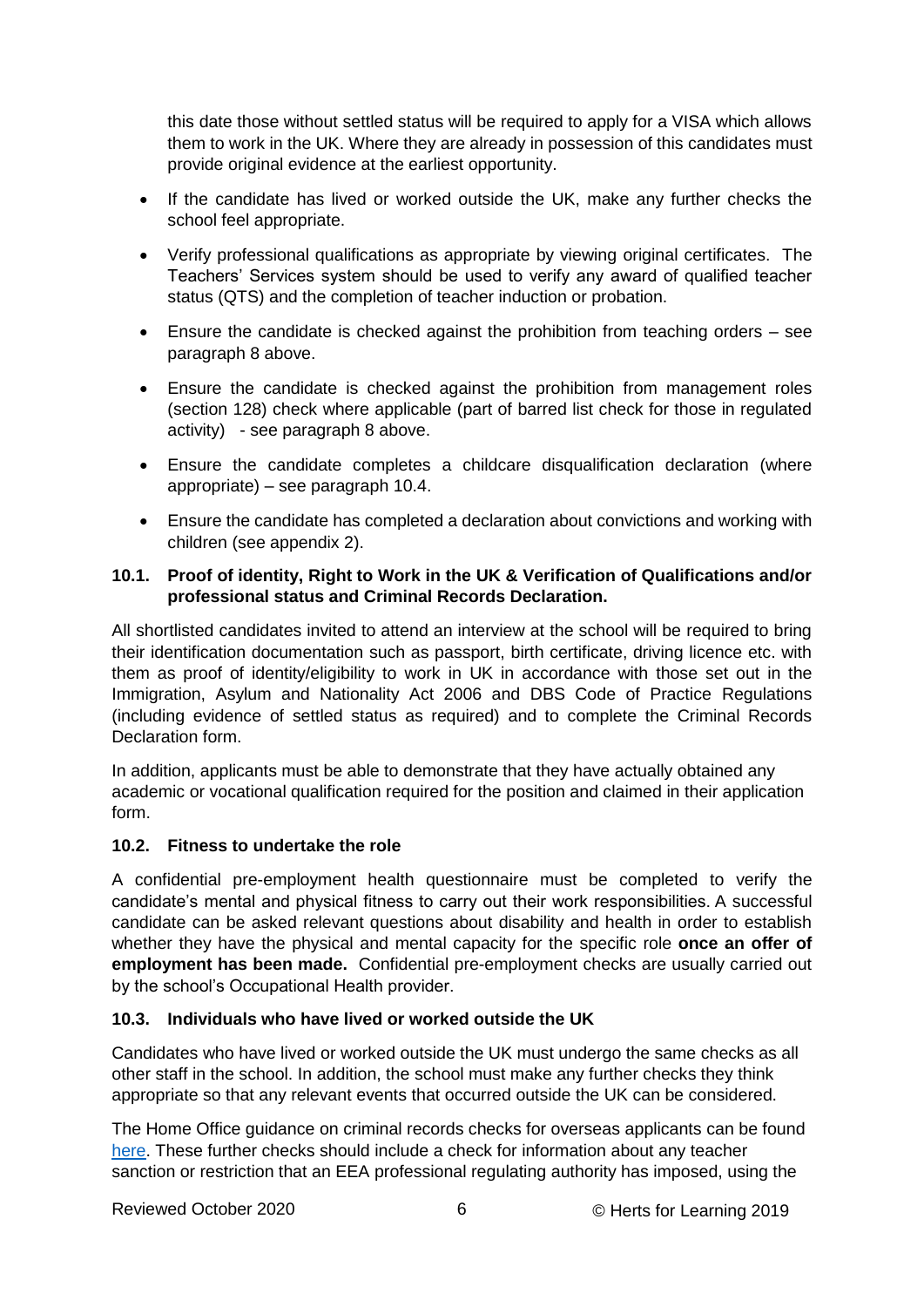this date those without settled status will be required to apply for a VISA which allows them to work in the UK. Where they are already in possession of this candidates must provide original evidence at the earliest opportunity.

- If the candidate has lived or worked outside the UK, make any further checks the school feel appropriate.
- Verify professional qualifications as appropriate by viewing original certificates. The Teachers' Services system should be used to verify any award of qualified teacher status (QTS) and the completion of teacher induction or probation.
- Ensure the candidate is checked against the prohibition from teaching orders – see paragraph 8 above.
- Ensure the candidate is checked against the prohibition from management roles (section 128) check where applicable (part of barred list check for those in regulated activity) - see paragraph 8 above.
- Ensure the candidate completes a childcare disqualification declaration (where appropriate) – see paragraph 10.4.
- Ensure the candidate has completed a declaration about convictions and working with children (see appendix 2).

### 10.1. Proof of identity, Right to Work in the UK & Verification of Qualifications and/or professional status and Criminal Records Declaration.

All shortlisted candidates invited to attend an interview at the school will be required to bring their identification documentation such as passport, birth certificate, driving licence etc. with them as proof of identity/eligibility to work in UK in accordance with those set out in the Immigration, Asylum and Nationality Act 2006 and DBS Code of Practice Regulations (including evidence of settled status as required) and to complete the Criminal Records Declaration form.

In addition, applicants must be able to demonstrate that they have actually obtained any academic or vocational qualification required for the position and claimed in their application form.

### 10.2. Fitness to undertake the role

A confidential pre-employment health questionnaire must be completed to verify the candidate's mental and physical fitness to carry out their work responsibilities. A successful candidate can be asked relevant questions about disability and health in order to establish whether they have the physical and mental capacity for the specific role **once an offer of employment has been made.** Confidential pre-employment checks are usually carried out by the school's Occupational Health provider.

### 10.3. Individuals who have lived or worked outside the UK

Candidates who have lived or worked outside the UK must undergo the same checks as all other staff in the school. In addition, the school must make any further checks they think appropriate so that any relevant events that occurred outside the UK can be considered.

The Home Office guidance on criminal records checks for overseas applicants can be found here. These further checks should include a check for information about any teacher sanction or restriction that an EEA professional regulating authority has imposed, using the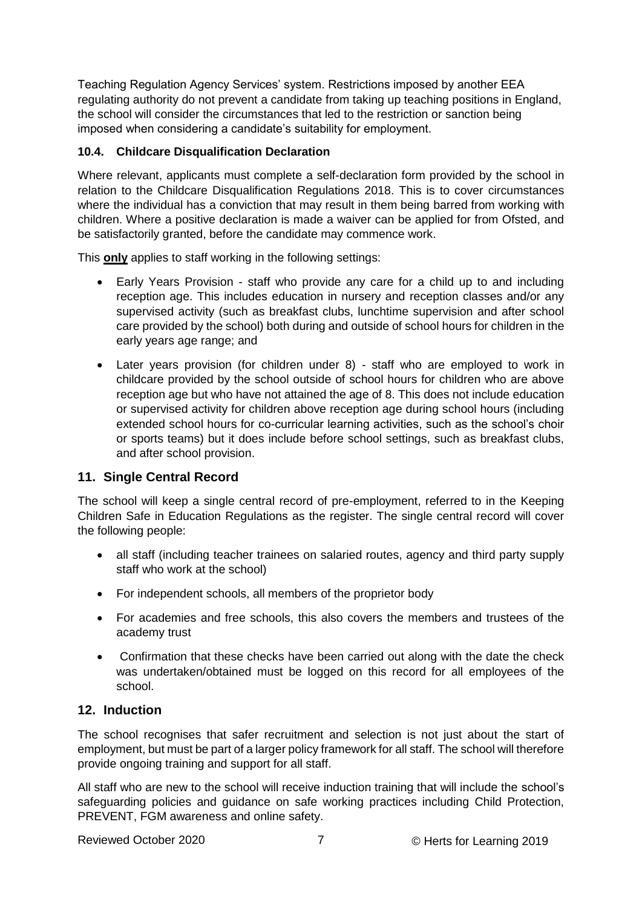Teaching Regulation Agency Services' system. Restrictions imposed by another EEA regulating authority do not prevent a candidate from taking up teaching positions in England, the school will consider the circumstances that led to the restriction or sanction being imposed when considering a candidate's suitability for employment.

### 10.4. Childcare Disqualification Declaration

Where relevant, applicants must complete a self-declaration form provided by the school in relation to the Childcare Disqualification Regulations 2018. This is to cover circumstances where the individual has a conviction that may result in them being barred from working with children. Where a positive declaration is made a waiver can be applied for from Ofsted, and be satisfactorily granted, before the candidate may commence work.

This **only** applies to staff working in the following settings:

- Early Years Provision - staff who provide any care for a child up to and including reception age. This includes education in nursery and reception classes and/or any supervised activity (such as breakfast clubs, lunchtime supervision and after school care provided by the school) both during and outside of school hours for children in the early years age range; and
- Later years provision (for children under 8) - staff who are employed to work in childcare provided by the school outside of school hours for children who are above reception age but who have not attained the age of 8. This does not include education or supervised activity for children above reception age during school hours (including extended school hours for co-curricular learning activities, such as the school's choir or sports teams) but it does include before school settings, such as breakfast clubs, and after school provision.

## 11. Single Central Record

The school will keep a single central record of pre-employment, referred to in the Keeping Children Safe in Education Regulations as the register. The single central record will cover the following people:

- all staff (including teacher trainees on salaried routes, agency and third party supply staff who work at the school)
- For independent schools, all members of the proprietor body
- For academies and free schools, this also covers the members and trustees of the academy trust
- Confirmation that these checks have been carried out along with the date the check was undertaken/obtained must be logged on this record for all employees of the school.

## 12. Induction

The school recognises that safer recruitment and selection is not just about the start of employment, but must be part of a larger policy framework for all staff. The school will therefore provide ongoing training and support for all staff.

All staff who are new to the school will receive induction training that will include the school's safeguarding policies and guidance on safe working practices including Child Protection, PREVENT, FGM awareness and online safety.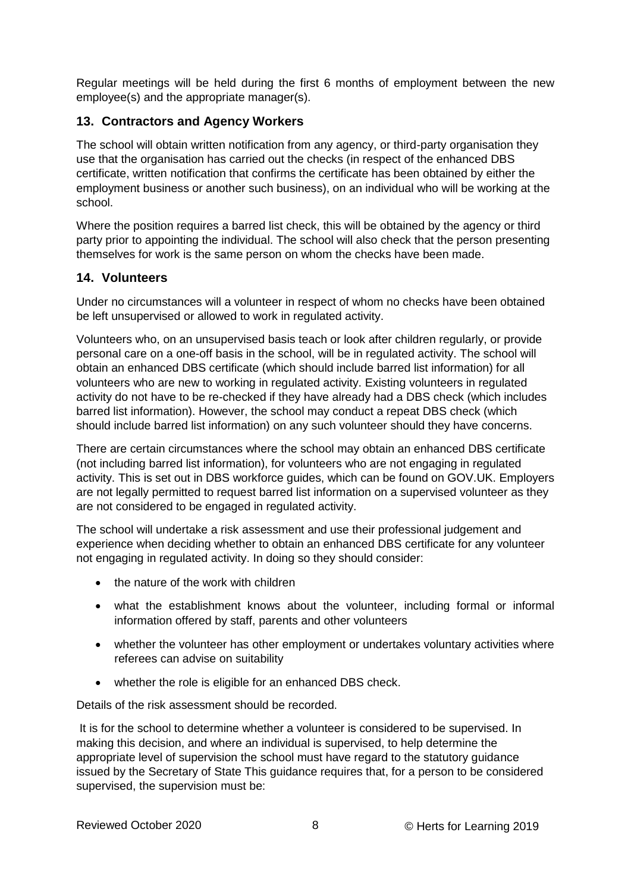Regular meetings will be held during the first 6 months of employment between the new employee(s) and the appropriate manager(s).

## 13. Contractors and Agency Workers

The school will obtain written notification from any agency, or third-party organisation they use that the organisation has carried out the checks (in respect of the enhanced DBS certificate, written notification that confirms the certificate has been obtained by either the employment business or another such business), on an individual who will be working at the school.

Where the position requires a barred list check, this will be obtained by the agency or third party prior to appointing the individual. The school will also check that the person presenting themselves for work is the same person on whom the checks have been made.

## 14. Volunteers

Under no circumstances will a volunteer in respect of whom no checks have been obtained be left unsupervised or allowed to work in regulated activity.

Volunteers who, on an unsupervised basis teach or look after children regularly, or provide personal care on a one-off basis in the school, will be in regulated activity. The school will obtain an enhanced DBS certificate (which should include barred list information) for all volunteers who are new to working in regulated activity. Existing volunteers in regulated activity do not have to be re-checked if they have already had a DBS check (which includes barred list information). However, the school may conduct a repeat DBS check (which should include barred list information) on any such volunteer should they have concerns.

There are certain circumstances where the school may obtain an enhanced DBS certificate (not including barred list information), for volunteers who are not engaging in regulated activity. This is set out in DBS workforce guides, which can be found on GOV.UK. Employers are not legally permitted to request barred list information on a supervised volunteer as they are not considered to be engaged in regulated activity.

The school will undertake a risk assessment and use their professional judgement and experience when deciding whether to obtain an enhanced DBS certificate for any volunteer not engaging in regulated activity. In doing so they should consider:

- the nature of the work with children
- what the establishment knows about the volunteer, including formal or informal information offered by staff, parents and other volunteers
- whether the volunteer has other employment or undertakes voluntary activities where referees can advise on suitability
- whether the role is eligible for an enhanced DBS check.

Details of the risk assessment should be recorded.

It is for the school to determine whether a volunteer is considered to be supervised. In making this decision, and where an individual is supervised, to help determine the appropriate level of supervision the school must have regard to the statutory guidance issued by the Secretary of State This guidance requires that, for a person to be considered supervised, the supervision must be: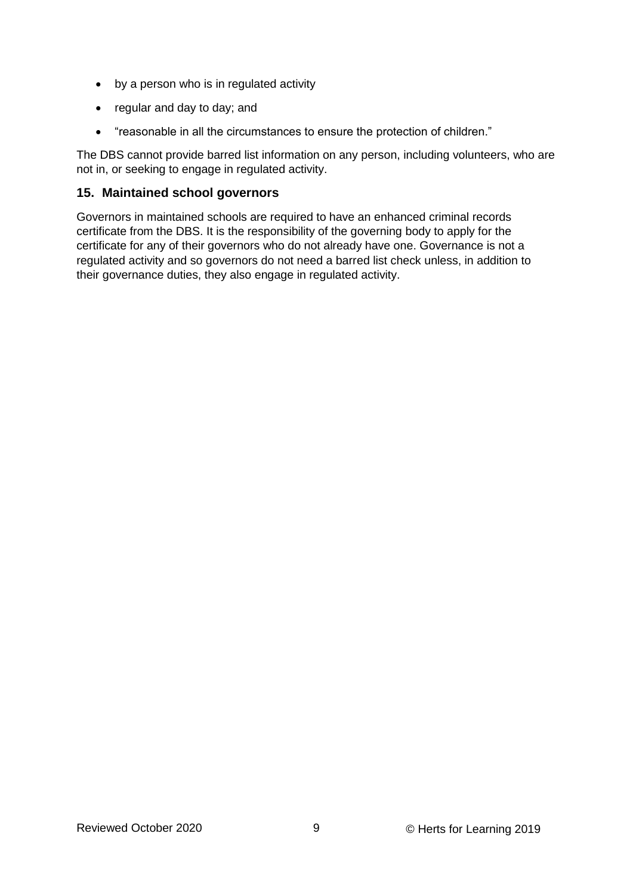- by a person who is in regulated activity
- regular and day to day; and
- “reasonable in all the circumstances to ensure the protection of children.”

The DBS cannot provide barred list information on any person, including volunteers, who are not in, or seeking to engage in regulated activity.

### 15. Maintained school governors

Governors in maintained schools are required to have an enhanced criminal records certificate from the DBS. It is the responsibility of the governing body to apply for the certificate for any of their governors who do not already have one. Governance is not a regulated activity and so governors do not need a barred list check unless, in addition to their governance duties, they also engage in regulated activity.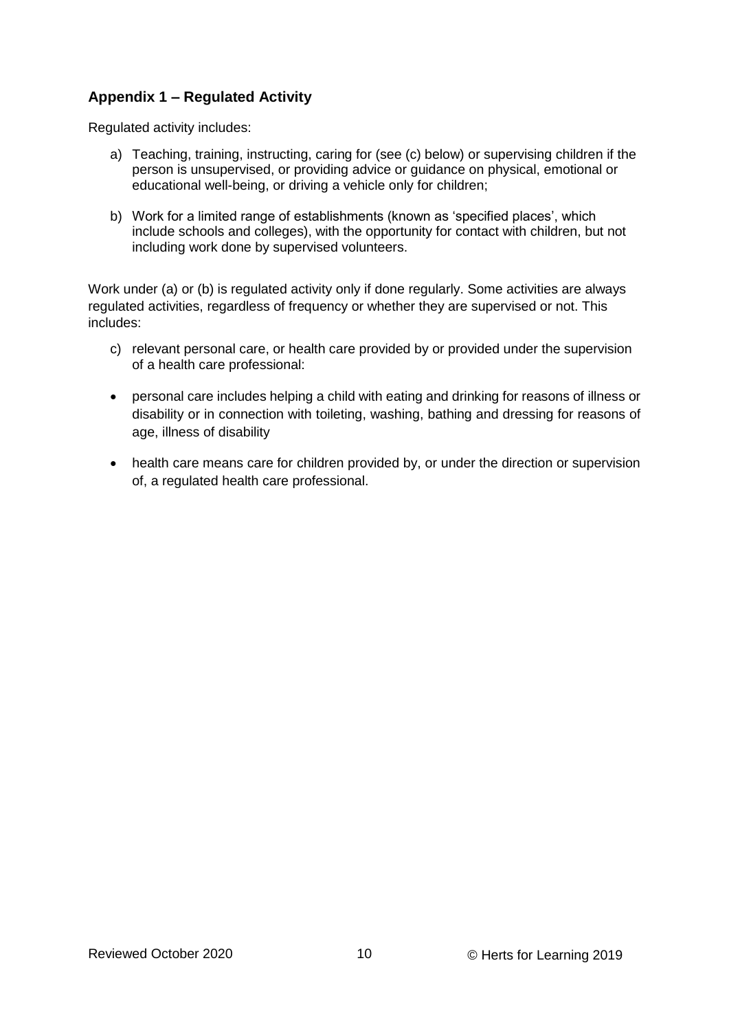## Appendix 1 – Regulated Activity

Regulated activity includes:

a) Teaching, training, instructing, caring for (see (c) below) or supervising children if the person is unsupervised, or providing advice or guidance on physical, emotional or educational well-being, or driving a vehicle only for children;

b) Work for a limited range of establishments (known as 'specified places', which include schools and colleges), with the opportunity for contact with children, but not including work done by supervised volunteers.

Work under (a) or (b) is regulated activity only if done regularly. Some activities are always regulated activities, regardless of frequency or whether they are supervised or not. This includes:

c) relevant personal care, or health care provided by or provided under the supervision of a health care professional:

- personal care includes helping a child with eating and drinking for reasons of illness or disability or in connection with toileting, washing, bathing and dressing for reasons of age, illness of disability
- health care means care for children provided by, or under the direction or supervision of, a regulated health care professional.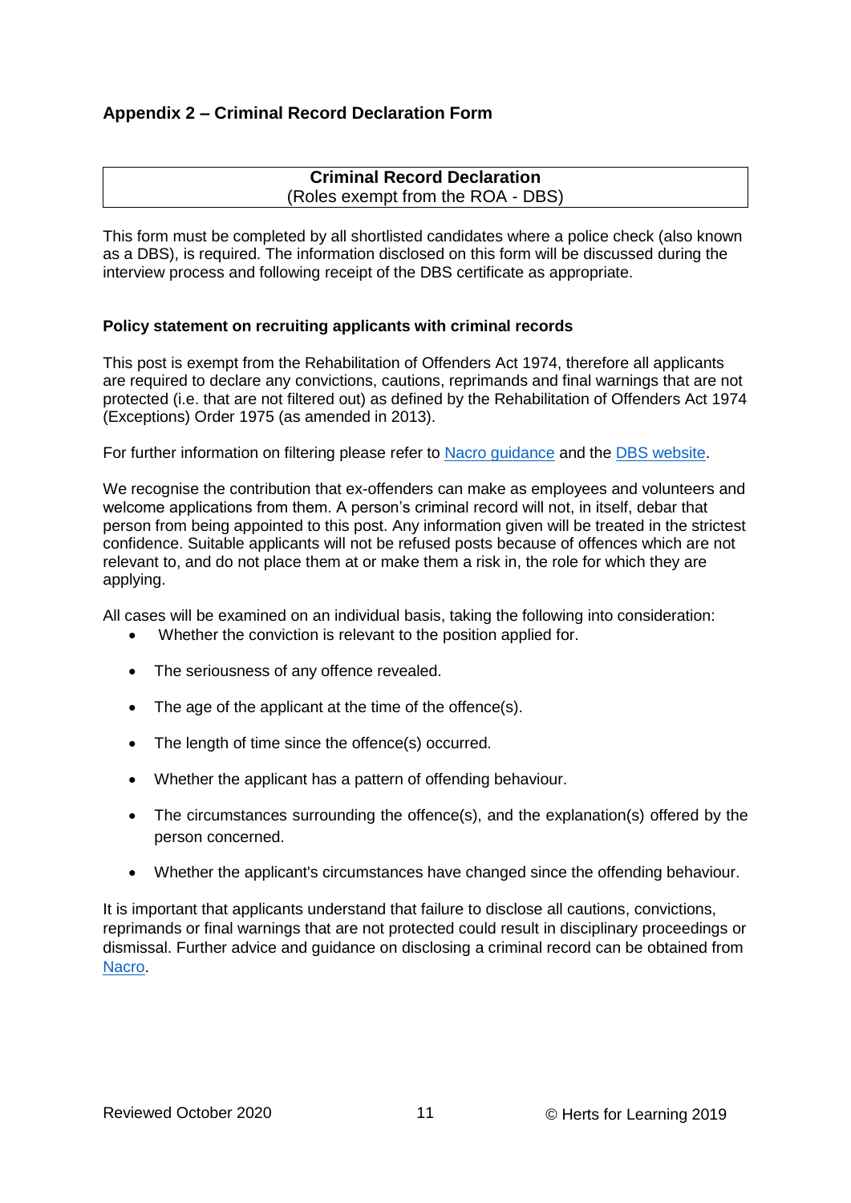## Appendix 2 – Criminal Record Declaration Form

**Criminal Record Declaration**
(Roles exempt from the ROA - DBS)

This form must be completed by all shortlisted candidates where a police check (also known as a DBS), is required. The information disclosed on this form will be discussed during the interview process and following receipt of the DBS certificate as appropriate.

**Policy statement on recruiting applicants with criminal records**

This post is exempt from the Rehabilitation of Offenders Act 1974, therefore all applicants are required to declare any convictions, cautions, reprimands and final warnings that are not protected (i.e. that are not filtered out) as defined by the Rehabilitation of Offenders Act 1974 (Exceptions) Order 1975 (as amended in 2013).

For further information on filtering please refer to Nacro guidance and the DBS website.

We recognise the contribution that ex-offenders can make as employees and volunteers and welcome applications from them. A person's criminal record will not, in itself, debar that person from being appointed to this post. Any information given will be treated in the strictest confidence. Suitable applicants will not be refused posts because of offences which are not relevant to, and do not place them at or make them a risk in, the role for which they are applying.

All cases will be examined on an individual basis, taking the following into consideration:

- Whether the conviction is relevant to the position applied for.
- The seriousness of any offence revealed.
- The age of the applicant at the time of the offence(s).
- The length of time since the offence(s) occurred.
- Whether the applicant has a pattern of offending behaviour.
- The circumstances surrounding the offence(s), and the explanation(s) offered by the person concerned.
- Whether the applicant's circumstances have changed since the offending behaviour.

It is important that applicants understand that failure to disclose all cautions, convictions, reprimands or final warnings that are not protected could result in disciplinary proceedings or dismissal. Further advice and guidance on disclosing a criminal record can be obtained from Nacro.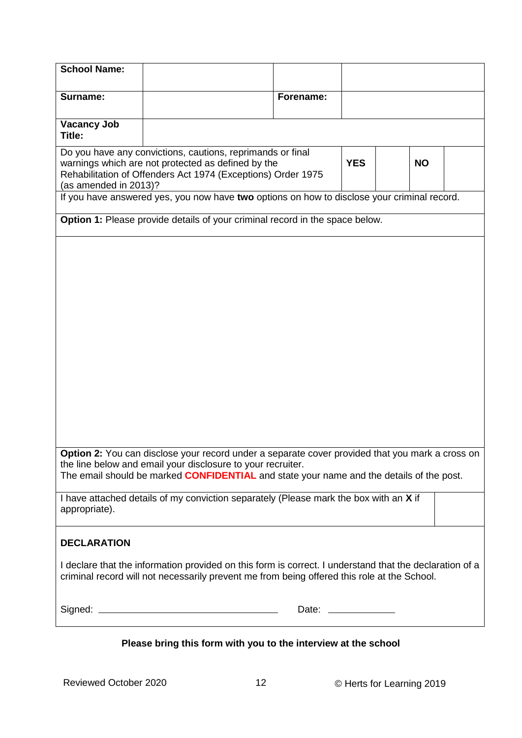| **School Name:** | | | |
|---|---|---|---|
| **Surname:** | | **Forename:** | |
| **Vacancy Job Title:** | | | |

| Do you have any convictions, cautions, reprimands or final warnings which are not protected as defined by the Rehabilitation of Offenders Act 1974 (Exceptions) Order 1975 (as amended in 2013)? | **YES** | | **NO** | |
|---|---|---|---|---|

If you have answered yes, you now have **two** options on how to disclose your criminal record.

**Option 1:** Please provide details of your criminal record in the space below.

**Option 2:** You can disclose your record under a separate cover provided that you mark a cross on the line below and email your disclosure to your recruiter.
The email should be marked **CONFIDENTIAL** and state your name and the details of the post.

| I have attached details of my conviction separately (Please mark the box with an **X** if appropriate). | |
|---|---|

**DECLARATION**

I declare that the information provided on this form is correct. I understand that the declaration of a criminal record will not necessarily prevent me from being offered this role at the School.

Signed: ______________________________ Date: ____________

**Please bring this form with you to the interview at the school**

Reviewed October 2020 © Herts for Learning 2019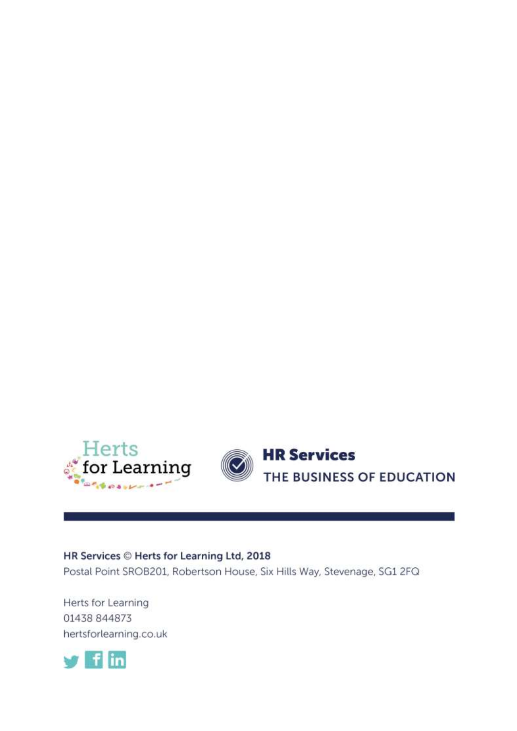Herts for Learning

**HR Services**

THE BUSINESS OF EDUCATION

**HR Services © Herts for Learning Ltd, 2018**

Postal Point SROB201, Robertson House, Six Hills Way, Stevenage, SG1 2FQ

Herts for Learning

01438 844873

hertsforlearning.co.uk